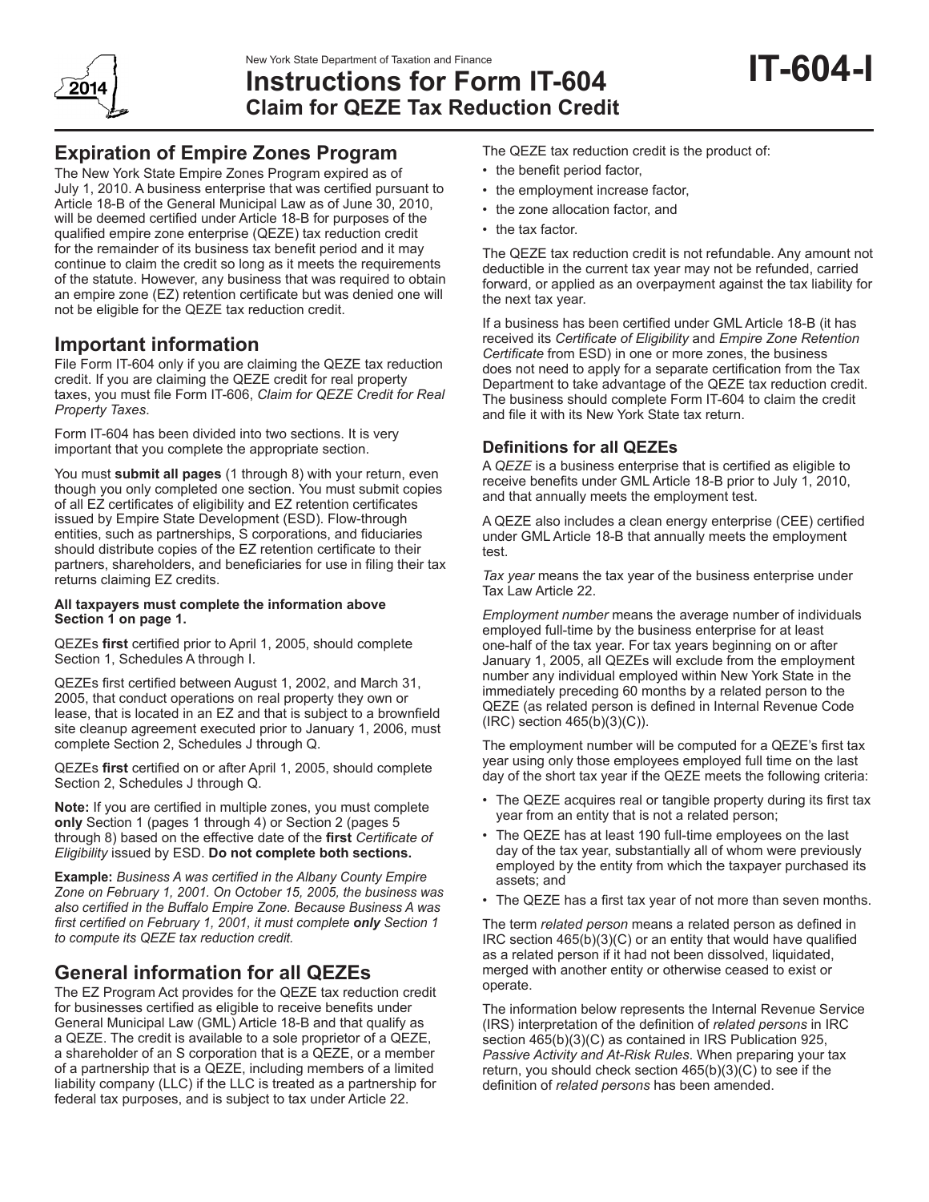New York State Department of Taxation and Finance

# Instructions for Form IT-604 Claim for QEZE Tax Reduction Credit

**IT-604-I**

2014

## Expiration of Empire Zones Program

The New York State Empire Zones Program expired as of July 1, 2010. A business enterprise that was certified pursuant to Article 18-B of the General Municipal Law as of June 30, 2010, will be deemed certified under Article 18-B for purposes of the qualified empire zone enterprise (QEZE) tax reduction credit for the remainder of its business tax benefit period and it may continue to claim the credit so long as it meets the requirements of the statute. However, any business that was required to obtain an empire zone (EZ) retention certificate but was denied one will not be eligible for the QEZE tax reduction credit.

## Important information

File Form IT-604 only if you are claiming the QEZE tax reduction credit. If you are claiming the QEZE credit for real property taxes, you must file Form IT-606, *Claim for QEZE Credit for Real Property Taxes*.

Form IT-604 has been divided into two sections. It is very important that you complete the appropriate section.

You must **submit all pages** (1 through 8) with your return, even though you only completed one section. You must submit copies of all EZ certificates of eligibility and EZ retention certificates issued by Empire State Development (ESD). Flow-through entities, such as partnerships, S corporations, and fiduciaries should distribute copies of the EZ retention certificate to their partners, shareholders, and beneficiaries for use in filing their tax returns claiming EZ credits.

**All taxpayers must complete the information above Section 1 on page 1.**

QEZEs **first** certified prior to April 1, 2005, should complete Section 1, Schedules A through I.

QEZEs first certified between August 1, 2002, and March 31, 2005, that conduct operations on real property they own or lease, that is located in an EZ and that is subject to a brownfield site cleanup agreement executed prior to January 1, 2006, must complete Section 2, Schedules J through Q.

QEZEs **first** certified on or after April 1, 2005, should complete Section 2, Schedules J through Q.

**Note:** If you are certified in multiple zones, you must complete **only** Section 1 (pages 1 through 4) or Section 2 (pages 5 through 8) based on the effective date of the **first** *Certificate of Eligibility* issued by ESD. **Do not complete both sections.**

**Example:** *Business A was certified in the Albany County Empire Zone on February 1, 2001. On October 15, 2005, the business was also certified in the Buffalo Empire Zone. Because Business A was first certified on February 1, 2001, it must complete* ***only*** *Section 1 to compute its QEZE tax reduction credit.*

## General information for all QEZEs

The EZ Program Act provides for the QEZE tax reduction credit for businesses certified as eligible to receive benefits under General Municipal Law (GML) Article 18-B and that qualify as a QEZE. The credit is available to a sole proprietor of a QEZE, a shareholder of an S corporation that is a QEZE, or a member of a partnership that is a QEZE, including members of a limited liability company (LLC) if the LLC is treated as a partnership for federal tax purposes, and is subject to tax under Article 22.

The QEZE tax reduction credit is the product of:

- the benefit period factor,
- the employment increase factor,
- the zone allocation factor, and
- the tax factor.

The QEZE tax reduction credit is not refundable. Any amount not deductible in the current tax year may not be refunded, carried forward, or applied as an overpayment against the tax liability for the next tax year.

If a business has been certified under GML Article 18-B (it has received its *Certificate of Eligibility* and *Empire Zone Retention Certificate* from ESD) in one or more zones, the business does not need to apply for a separate certification from the Tax Department to take advantage of the QEZE tax reduction credit. The business should complete Form IT-604 to claim the credit and file it with its New York State tax return.

### Definitions for all QEZEs

A *QEZE* is a business enterprise that is certified as eligible to receive benefits under GML Article 18-B prior to July 1, 2010, and that annually meets the employment test.

A QEZE also includes a clean energy enterprise (CEE) certified under GML Article 18-B that annually meets the employment test.

*Tax year* means the tax year of the business enterprise under Tax Law Article 22.

*Employment number* means the average number of individuals employed full-time by the business enterprise for at least one-half of the tax year. For tax years beginning on or after January 1, 2005, all QEZEs will exclude from the employment number any individual employed within New York State in the immediately preceding 60 months by a related person to the QEZE (as related person is defined in Internal Revenue Code (IRC) section 465(b)(3)(C)).

The employment number will be computed for a QEZE's first tax year using only those employees employed full time on the last day of the short tax year if the QEZE meets the following criteria:

- The QEZE acquires real or tangible property during its first tax year from an entity that is not a related person;
- The QEZE has at least 190 full-time employees on the last day of the tax year, substantially all of whom were previously employed by the entity from which the taxpayer purchased its assets; and
- The QEZE has a first tax year of not more than seven months.

The term *related person* means a related person as defined in IRC section 465(b)(3)(C) or an entity that would have qualified as a related person if it had not been dissolved, liquidated, merged with another entity or otherwise ceased to exist or operate.

The information below represents the Internal Revenue Service (IRS) interpretation of the definition of *related persons* in IRC section 465(b)(3)(C) as contained in IRS Publication 925, *Passive Activity and At-Risk Rules*. When preparing your tax return, you should check section 465(b)(3)(C) to see if the definition of *related persons* has been amended.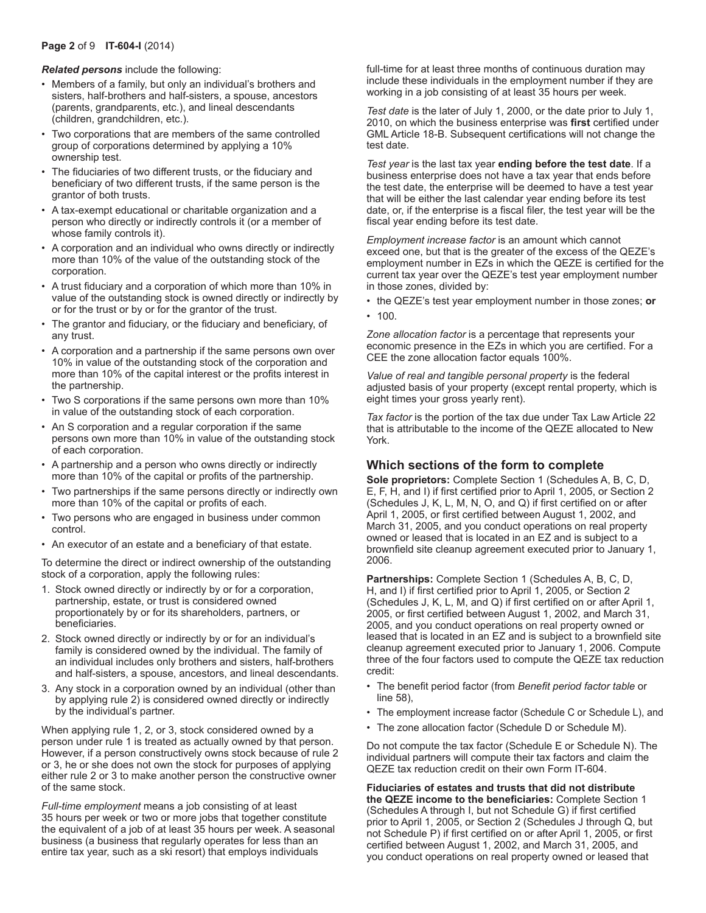***Related persons*** include the following:

- Members of a family, but only an individual's brothers and sisters, half-brothers and half-sisters, a spouse, ancestors (parents, grandparents, etc.), and lineal descendants (children, grandchildren, etc.).
- Two corporations that are members of the same controlled group of corporations determined by applying a 10% ownership test.
- The fiduciaries of two different trusts, or the fiduciary and beneficiary of two different trusts, if the same person is the grantor of both trusts.
- A tax-exempt educational or charitable organization and a person who directly or indirectly controls it (or a member of whose family controls it).
- A corporation and an individual who owns directly or indirectly more than 10% of the value of the outstanding stock of the corporation.
- A trust fiduciary and a corporation of which more than 10% in value of the outstanding stock is owned directly or indirectly by or for the trust or by or for the grantor of the trust.
- The grantor and fiduciary, or the fiduciary and beneficiary, of any trust.
- A corporation and a partnership if the same persons own over 10% in value of the outstanding stock of the corporation and more than 10% of the capital interest or the profits interest in the partnership.
- Two S corporations if the same persons own more than 10% in value of the outstanding stock of each corporation.
- An S corporation and a regular corporation if the same persons own more than 10% in value of the outstanding stock of each corporation.
- A partnership and a person who owns directly or indirectly more than 10% of the capital or profits of the partnership.
- Two partnerships if the same persons directly or indirectly own more than 10% of the capital or profits of each.
- Two persons who are engaged in business under common control.
- An executor of an estate and a beneficiary of that estate.

To determine the direct or indirect ownership of the outstanding stock of a corporation, apply the following rules:

1. Stock owned directly or indirectly by or for a corporation, partnership, estate, or trust is considered owned proportionately by or for its shareholders, partners, or beneficiaries.
2. Stock owned directly or indirectly by or for an individual's family is considered owned by the individual. The family of an individual includes only brothers and sisters, half-brothers and half-sisters, a spouse, ancestors, and lineal descendants.
3. Any stock in a corporation owned by an individual (other than by applying rule 2) is considered owned directly or indirectly by the individual's partner.

When applying rule 1, 2, or 3, stock considered owned by a person under rule 1 is treated as actually owned by that person. However, if a person constructively owns stock because of rule 2 or 3, he or she does not own the stock for purposes of applying either rule 2 or 3 to make another person the constructive owner of the same stock.

*Full-time employment* means a job consisting of at least 35 hours per week or two or more jobs that together constitute the equivalent of a job of at least 35 hours per week. A seasonal business (a business that regularly operates for less than an entire tax year, such as a ski resort) that employs individuals full-time for at least three months of continuous duration may include these individuals in the employment number if they are working in a job consisting of at least 35 hours per week.

*Test date* is the later of July 1, 2000, or the date prior to July 1, 2010, on which the business enterprise was **first** certified under GML Article 18-B. Subsequent certifications will not change the test date.

*Test year* is the last tax year **ending before the test date**. If a business enterprise does not have a tax year that ends before the test date, the enterprise will be deemed to have a test year that will be either the last calendar year ending before its test date, or, if the enterprise is a fiscal filer, the test year will be the fiscal year ending before its test date.

*Employment increase factor* is an amount which cannot exceed one, but that is the greater of the excess of the QEZE's employment number in EZs in which the QEZE is certified for the current tax year over the QEZE's test year employment number in those zones, divided by:

- the QEZE's test year employment number in those zones; **or**
- 100.

*Zone allocation factor* is a percentage that represents your economic presence in the EZs in which you are certified. For a CEE the zone allocation factor equals 100%.

*Value of real and tangible personal property* is the federal adjusted basis of your property (except rental property, which is eight times your gross yearly rent).

*Tax factor* is the portion of the tax due under Tax Law Article 22 that is attributable to the income of the QEZE allocated to New York.

## Which sections of the form to complete

**Sole proprietors:** Complete Section 1 (Schedules A, B, C, D, E, F, H, and I) if first certified prior to April 1, 2005, or Section 2 (Schedules J, K, L, M, N, O, and Q) if first certified on or after April 1, 2005, or first certified between August 1, 2002, and March 31, 2005, and you conduct operations on real property owned or leased that is located in an EZ and is subject to a brownfield site cleanup agreement executed prior to January 1, 2006.

**Partnerships:** Complete Section 1 (Schedules A, B, C, D, H, and I) if first certified prior to April 1, 2005, or Section 2 (Schedules J, K, L, M, and Q) if first certified on or after April 1, 2005, or first certified between August 1, 2002, and March 31, 2005, and you conduct operations on real property owned or leased that is located in an EZ and is subject to a brownfield site cleanup agreement executed prior to January 1, 2006. Compute three of the four factors used to compute the QEZE tax reduction credit:

- The benefit period factor (from *Benefit period factor table* or line 58),
- The employment increase factor (Schedule C or Schedule L), and
- The zone allocation factor (Schedule D or Schedule M).

Do not compute the tax factor (Schedule E or Schedule N). The individual partners will compute their tax factors and claim the QEZE tax reduction credit on their own Form IT-604.

**Fiduciaries of estates and trusts that did not distribute the QEZE income to the beneficiaries:** Complete Section 1 (Schedules A through I, but not Schedule G) if first certified prior to April 1, 2005, or Section 2 (Schedules J through Q, but not Schedule P) if first certified on or after April 1, 2005, or first certified between August 1, 2002, and March 31, 2005, and you conduct operations on real property owned or leased that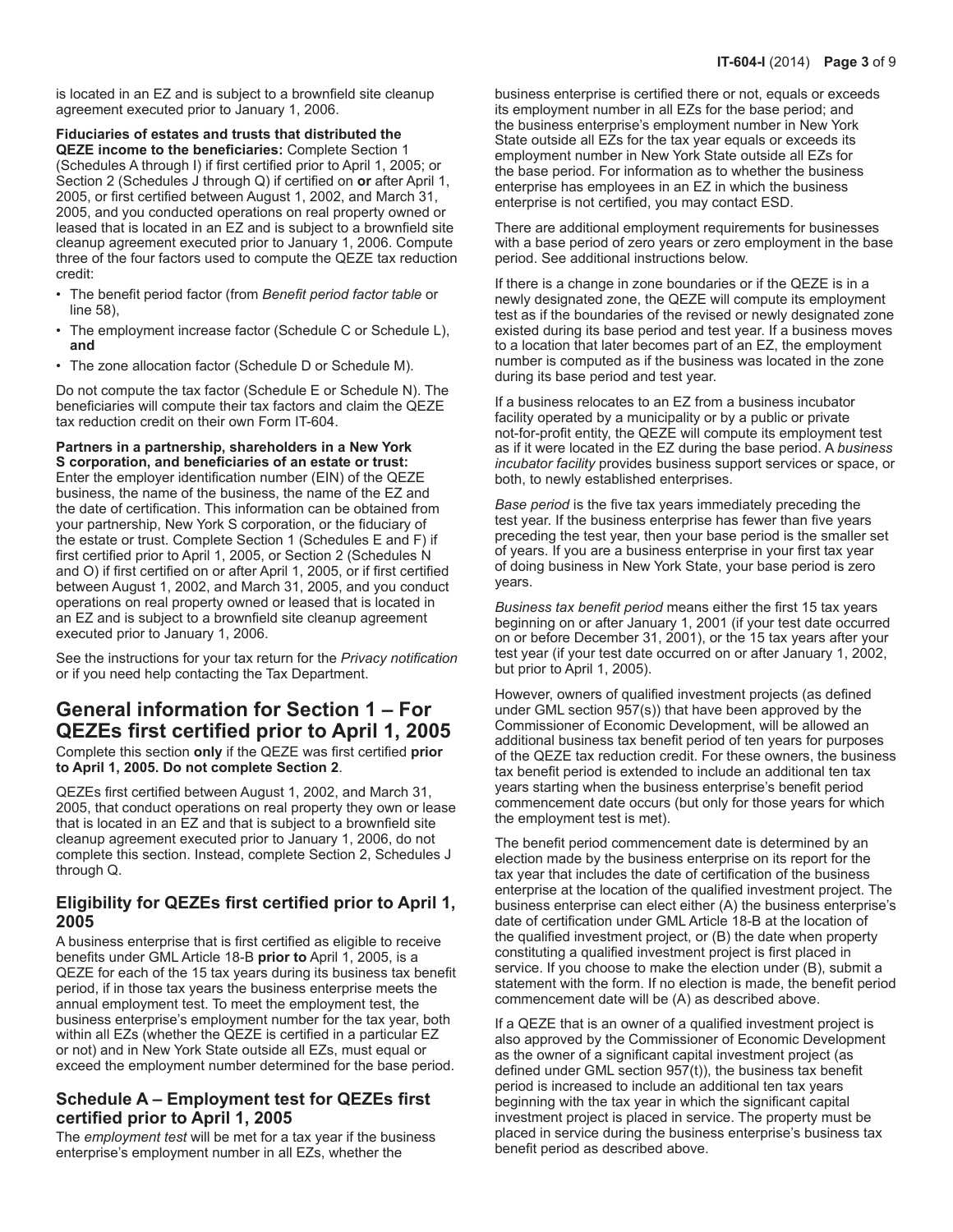is located in an EZ and is subject to a brownfield site cleanup agreement executed prior to January 1, 2006.

**Fiduciaries of estates and trusts that distributed the QEZE income to the beneficiaries:** Complete Section 1 (Schedules A through I) if first certified prior to April 1, 2005; or Section 2 (Schedules J through Q) if certified on **or** after April 1, 2005, or first certified between August 1, 2002, and March 31, 2005, and you conducted operations on real property owned or leased that is located in an EZ and is subject to a brownfield site cleanup agreement executed prior to January 1, 2006. Compute three of the four factors used to compute the QEZE tax reduction credit:

- The benefit period factor (from *Benefit period factor table* or line 58),
- The employment increase factor (Schedule C or Schedule L), **and**
- The zone allocation factor (Schedule D or Schedule M).

Do not compute the tax factor (Schedule E or Schedule N). The beneficiaries will compute their tax factors and claim the QEZE tax reduction credit on their own Form IT-604.

**Partners in a partnership, shareholders in a New York S corporation, and beneficiaries of an estate or trust:** Enter the employer identification number (EIN) of the QEZE business, the name of the business, the name of the EZ and the date of certification. This information can be obtained from your partnership, New York S corporation, or the fiduciary of the estate or trust. Complete Section 1 (Schedules E and F) if first certified prior to April 1, 2005, or Section 2 (Schedules N and O) if first certified on or after April 1, 2005, or if first certified between August 1, 2002, and March 31, 2005, and you conduct operations on real property owned or leased that is located in an EZ and is subject to a brownfield site cleanup agreement executed prior to January 1, 2006.

See the instructions for your tax return for the *Privacy notification* or if you need help contacting the Tax Department.

# General information for Section 1 – For QEZEs first certified prior to April 1, 2005

Complete this section **only** if the QEZE was first certified **prior to April 1, 2005. Do not complete Section 2**.

QEZEs first certified between August 1, 2002, and March 31, 2005, that conduct operations on real property they own or lease that is located in an EZ and that is subject to a brownfield site cleanup agreement executed prior to January 1, 2006, do not complete this section. Instead, complete Section 2, Schedules J through Q.

## Eligibility for QEZEs first certified prior to April 1, 2005

A business enterprise that is first certified as eligible to receive benefits under GML Article 18-B **prior to** April 1, 2005, is a QEZE for each of the 15 tax years during its business tax benefit period, if in those tax years the business enterprise meets the annual employment test. To meet the employment test, the business enterprise's employment number for the tax year, both within all EZs (whether the QEZE is certified in a particular EZ or not) and in New York State outside all EZs, must equal or exceed the employment number determined for the base period.

## Schedule A – Employment test for QEZEs first certified prior to April 1, 2005

The *employment test* will be met for a tax year if the business enterprise's employment number in all EZs, whether the business enterprise is certified there or not, equals or exceeds its employment number in all EZs for the base period; and the business enterprise's employment number in New York State outside all EZs for the tax year equals or exceeds its employment number in New York State outside all EZs for the base period. For information as to whether the business enterprise has employees in an EZ in which the business enterprise is not certified, you may contact ESD.

There are additional employment requirements for businesses with a base period of zero years or zero employment in the base period. See additional instructions below.

If there is a change in zone boundaries or if the QEZE is in a newly designated zone, the QEZE will compute its employment test as if the boundaries of the revised or newly designated zone existed during its base period and test year. If a business moves to a location that later becomes part of an EZ, the employment number is computed as if the business was located in the zone during its base period and test year.

If a business relocates to an EZ from a business incubator facility operated by a municipality or by a public or private not-for-profit entity, the QEZE will compute its employment test as if it were located in the EZ during the base period. A *business incubator facility* provides business support services or space, or both, to newly established enterprises.

*Base period* is the five tax years immediately preceding the test year. If the business enterprise has fewer than five years preceding the test year, then your base period is the smaller set of years. If you are a business enterprise in your first tax year of doing business in New York State, your base period is zero years.

*Business tax benefit period* means either the first 15 tax years beginning on or after January 1, 2001 (if your test date occurred on or before December 31, 2001), or the 15 tax years after your test year (if your test date occurred on or after January 1, 2002, but prior to April 1, 2005).

However, owners of qualified investment projects (as defined under GML section 957(s)) that have been approved by the Commissioner of Economic Development, will be allowed an additional business tax benefit period of ten years for purposes of the QEZE tax reduction credit. For these owners, the business tax benefit period is extended to include an additional ten tax years starting when the business enterprise's benefit period commencement date occurs (but only for those years for which the employment test is met).

The benefit period commencement date is determined by an election made by the business enterprise on its report for the tax year that includes the date of certification of the business enterprise at the location of the qualified investment project. The business enterprise can elect either (A) the business enterprise's date of certification under GML Article 18-B at the location of the qualified investment project, or (B) the date when property constituting a qualified investment project is first placed in service. If you choose to make the election under (B), submit a statement with the form. If no election is made, the benefit period commencement date will be (A) as described above.

If a QEZE that is an owner of a qualified investment project is also approved by the Commissioner of Economic Development as the owner of a significant capital investment project (as defined under GML section 957(t)), the business tax benefit period is increased to include an additional ten tax years beginning with the tax year in which the significant capital investment project is placed in service. The property must be placed in service during the business enterprise's business tax benefit period as described above.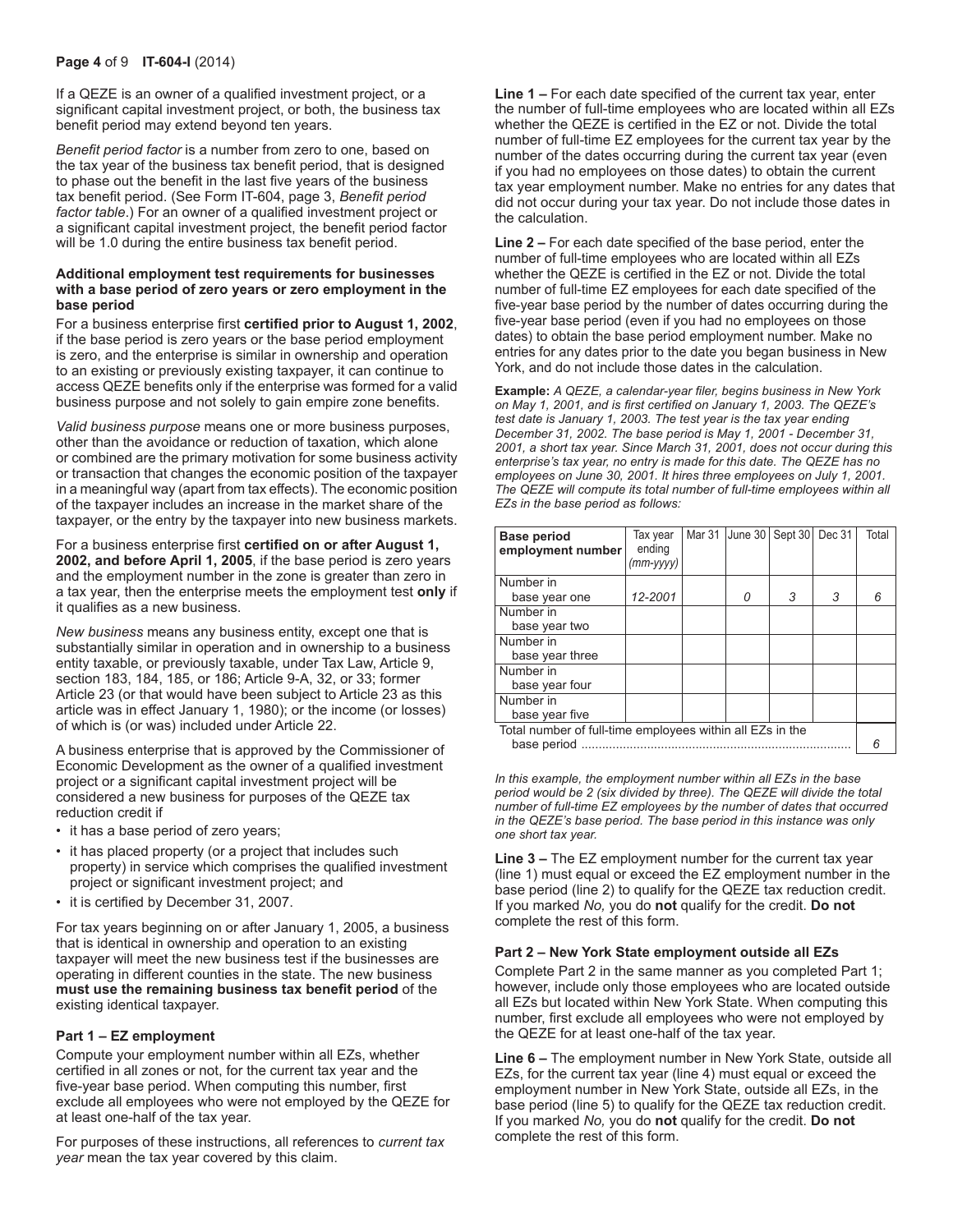If a QEZE is an owner of a qualified investment project, or a significant capital investment project, or both, the business tax benefit period may extend beyond ten years.

*Benefit period factor* is a number from zero to one, based on the tax year of the business tax benefit period, that is designed to phase out the benefit in the last five years of the business tax benefit period. (See Form IT-604, page 3, *Benefit period factor table*.) For an owner of a qualified investment project or a significant capital investment project, the benefit period factor will be 1.0 during the entire business tax benefit period.

**Additional employment test requirements for businesses with a base period of zero years or zero employment in the base period**

For a business enterprise first **certified prior to August 1, 2002**, if the base period is zero years or the base period employment is zero, and the enterprise is similar in ownership and operation to an existing or previously existing taxpayer, it can continue to access QEZE benefits only if the enterprise was formed for a valid business purpose and not solely to gain empire zone benefits.

*Valid business purpose* means one or more business purposes, other than the avoidance or reduction of taxation, which alone or combined are the primary motivation for some business activity or transaction that changes the economic position of the taxpayer in a meaningful way (apart from tax effects). The economic position of the taxpayer includes an increase in the market share of the taxpayer, or the entry by the taxpayer into new business markets.

For a business enterprise first **certified on or after August 1, 2002, and before April 1, 2005**, if the base period is zero years and the employment number in the zone is greater than zero in a tax year, then the enterprise meets the employment test **only** if it qualifies as a new business.

*New business* means any business entity, except one that is substantially similar in operation and in ownership to a business entity taxable, or previously taxable, under Tax Law, Article 9, section 183, 184, 185, or 186; Article 9-A, 32, or 33; former Article 23 (or that would have been subject to Article 23 as this article was in effect January 1, 1980); or the income (or losses) of which is (or was) included under Article 22.

A business enterprise that is approved by the Commissioner of Economic Development as the owner of a qualified investment project or a significant capital investment project will be considered a new business for purposes of the QEZE tax reduction credit if

- it has a base period of zero years;
- it has placed property (or a project that includes such property) in service which comprises the qualified investment project or significant investment project; and
- it is certified by December 31, 2007.

For tax years beginning on or after January 1, 2005, a business that is identical in ownership and operation to an existing taxpayer will meet the new business test if the businesses are operating in different counties in the state. The new business **must use the remaining business tax benefit period** of the existing identical taxpayer.

### Part 1 – EZ employment

Compute your employment number within all EZs, whether certified in all zones or not, for the current tax year and the five-year base period. When computing this number, first exclude all employees who were not employed by the QEZE for at least one-half of the tax year.

For purposes of these instructions, all references to *current tax year* mean the tax year covered by this claim.

**Line 1 –** For each date specified of the current tax year, enter the number of full-time employees who are located within all EZs whether the QEZE is certified in the EZ or not. Divide the total number of full-time EZ employees for the current tax year by the number of the dates occurring during the current tax year (even if you had no employees on those dates) to obtain the current tax year employment number. Make no entries for any dates that did not occur during your tax year. Do not include those dates in the calculation.

**Line 2 –** For each date specified of the base period, enter the number of full-time employees who are located within all EZs whether the QEZE is certified in the EZ or not. Divide the total number of full-time EZ employees for each date specified of the five-year base period by the number of dates occurring during the five-year base period (even if you had no employees on those dates) to obtain the base period employment number. Make no entries for any dates prior to the date you began business in New York, and do not include those dates in the calculation.

**Example:** *A QEZE, a calendar-year filer, begins business in New York on May 1, 2001, and is first certified on January 1, 2003. The QEZE's test date is January 1, 2003. The test year is the tax year ending December 31, 2002. The base period is May 1, 2001 - December 31, 2001, a short tax year. Since March 31, 2001, does not occur during this enterprise's tax year, no entry is made for this date. The QEZE has no employees on June 30, 2001. It hires three employees on July 1, 2001. The QEZE will compute its total number of full-time employees within all EZs in the base period as follows:*

| Base period employment number | Tax year ending (mm-yyyy) | Mar 31 | June 30 | Sept 30 | Dec 31 | Total |
|---|---|---|---|---|---|---|
| Number in base year one | 12-2001 | | 0 | 3 | 3 | 6 |
| Number in base year two | | | | | | |
| Number in base year three | | | | | | |
| Number in base year four | | | | | | |
| Number in base year five | | | | | | |
| Total number of full-time employees within all EZs in the base period | | | | | | 6 |

*In this example, the employment number within all EZs in the base period would be 2 (six divided by three). The QEZE will divide the total number of full-time EZ employees by the number of dates that occurred in the QEZE's base period. The base period in this instance was only one short tax year.*

**Line 3 –** The EZ employment number for the current tax year (line 1) must equal or exceed the EZ employment number in the base period (line 2) to qualify for the QEZE tax reduction credit. If you marked *No,* you do **not** qualify for the credit. **Do not** complete the rest of this form.

### Part 2 – New York State employment outside all EZs

Complete Part 2 in the same manner as you completed Part 1; however, include only those employees who are located outside all EZs but located within New York State. When computing this number, first exclude all employees who were not employed by the QEZE for at least one-half of the tax year.

**Line 6 –** The employment number in New York State, outside all EZs, for the current tax year (line 4) must equal or exceed the employment number in New York State, outside all EZs, in the base period (line 5) to qualify for the QEZE tax reduction credit. If you marked *No,* you do **not** qualify for the credit. **Do not** complete the rest of this form.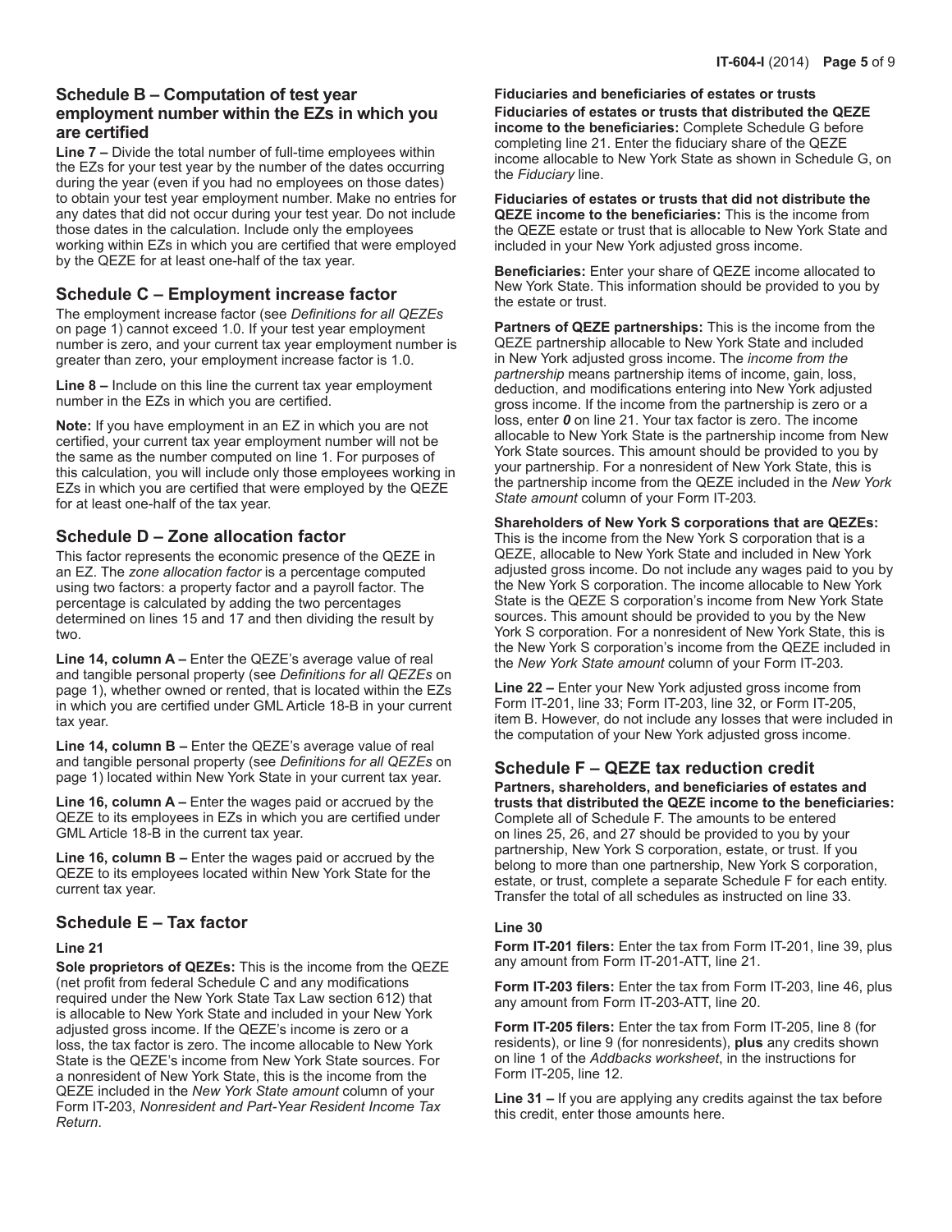## Schedule B – Computation of test year employment number within the EZs in which you are certified

**Line 7 –** Divide the total number of full-time employees within the EZs for your test year by the number of the dates occurring during the year (even if you had no employees on those dates) to obtain your test year employment number. Make no entries for any dates that did not occur during your test year. Do not include those dates in the calculation. Include only the employees working within EZs in which you are certified that were employed by the QEZE for at least one-half of the tax year.

## Schedule C – Employment increase factor

The employment increase factor (see *Definitions for all QEZEs* on page 1) cannot exceed 1.0. If your test year employment number is zero, and your current tax year employment number is greater than zero, your employment increase factor is 1.0.

**Line 8 –** Include on this line the current tax year employment number in the EZs in which you are certified.

**Note:** If you have employment in an EZ in which you are not certified, your current tax year employment number will not be the same as the number computed on line 1. For purposes of this calculation, you will include only those employees working in EZs in which you are certified that were employed by the QEZE for at least one-half of the tax year.

## Schedule D – Zone allocation factor

This factor represents the economic presence of the QEZE in an EZ. The *zone allocation factor* is a percentage computed using two factors: a property factor and a payroll factor. The percentage is calculated by adding the two percentages determined on lines 15 and 17 and then dividing the result by two.

**Line 14, column A –** Enter the QEZE's average value of real and tangible personal property (see *Definitions for all QEZEs* on page 1), whether owned or rented, that is located within the EZs in which you are certified under GML Article 18-B in your current tax year.

**Line 14, column B –** Enter the QEZE's average value of real and tangible personal property (see *Definitions for all QEZEs* on page 1) located within New York State in your current tax year.

**Line 16, column A –** Enter the wages paid or accrued by the QEZE to its employees in EZs in which you are certified under GML Article 18-B in the current tax year.

**Line 16, column B –** Enter the wages paid or accrued by the QEZE to its employees located within New York State for the current tax year.

## Schedule E – Tax factor

### Line 21

**Sole proprietors of QEZEs:** This is the income from the QEZE (net profit from federal Schedule C and any modifications required under the New York State Tax Law section 612) that is allocable to New York State and included in your New York adjusted gross income. If the QEZE's income is zero or a loss, the tax factor is zero. The income allocable to New York State is the QEZE's income from New York State sources. For a nonresident of New York State, this is the income from the QEZE included in the *New York State amount* column of your Form IT-203, *Nonresident and Part-Year Resident Income Tax Return*.

**Fiduciaries and beneficiaries of estates or trusts**

**Fiduciaries of estates or trusts that distributed the QEZE income to the beneficiaries:** Complete Schedule G before completing line 21. Enter the fiduciary share of the QEZE income allocable to New York State as shown in Schedule G, on the *Fiduciary* line.

**Fiduciaries of estates or trusts that did not distribute the QEZE income to the beneficiaries:** This is the income from the QEZE estate or trust that is allocable to New York State and included in your New York adjusted gross income.

**Beneficiaries:** Enter your share of QEZE income allocated to New York State. This information should be provided to you by the estate or trust.

**Partners of QEZE partnerships:** This is the income from the QEZE partnership allocable to New York State and included in New York adjusted gross income. The *income from the partnership* means partnership items of income, gain, loss, deduction, and modifications entering into New York adjusted gross income. If the income from the partnership is zero or a loss, enter ***0*** on line 21. Your tax factor is zero. The income allocable to New York State is the partnership income from New York State sources. This amount should be provided to you by your partnership. For a nonresident of New York State, this is the partnership income from the QEZE included in the *New York State amount* column of your Form IT-203.

**Shareholders of New York S corporations that are QEZEs:** This is the income from the New York S corporation that is a QEZE, allocable to New York State and included in New York adjusted gross income. Do not include any wages paid to you by the New York S corporation. The income allocable to New York State is the QEZE S corporation's income from New York State sources. This amount should be provided to you by the New York S corporation. For a nonresident of New York State, this is the New York S corporation's income from the QEZE included in the *New York State amount* column of your Form IT-203.

**Line 22 –** Enter your New York adjusted gross income from Form IT-201, line 33; Form IT-203, line 32, or Form IT-205, item B. However, do not include any losses that were included in the computation of your New York adjusted gross income.

## Schedule F – QEZE tax reduction credit

**Partners, shareholders, and beneficiaries of estates and trusts that distributed the QEZE income to the beneficiaries:** Complete all of Schedule F. The amounts to be entered on lines 25, 26, and 27 should be provided to you by your partnership, New York S corporation, estate, or trust. If you belong to more than one partnership, New York S corporation, estate, or trust, complete a separate Schedule F for each entity. Transfer the total of all schedules as instructed on line 33.

### Line 30

**Form IT-201 filers:** Enter the tax from Form IT-201, line 39, plus any amount from Form IT-201-ATT, line 21.

**Form IT-203 filers:** Enter the tax from Form IT-203, line 46, plus any amount from Form IT-203-ATT, line 20.

**Form IT-205 filers:** Enter the tax from Form IT-205, line 8 (for residents), or line 9 (for nonresidents), **plus** any credits shown on line 1 of the *Addbacks worksheet*, in the instructions for Form IT-205, line 12.

**Line 31 –** If you are applying any credits against the tax before this credit, enter those amounts here.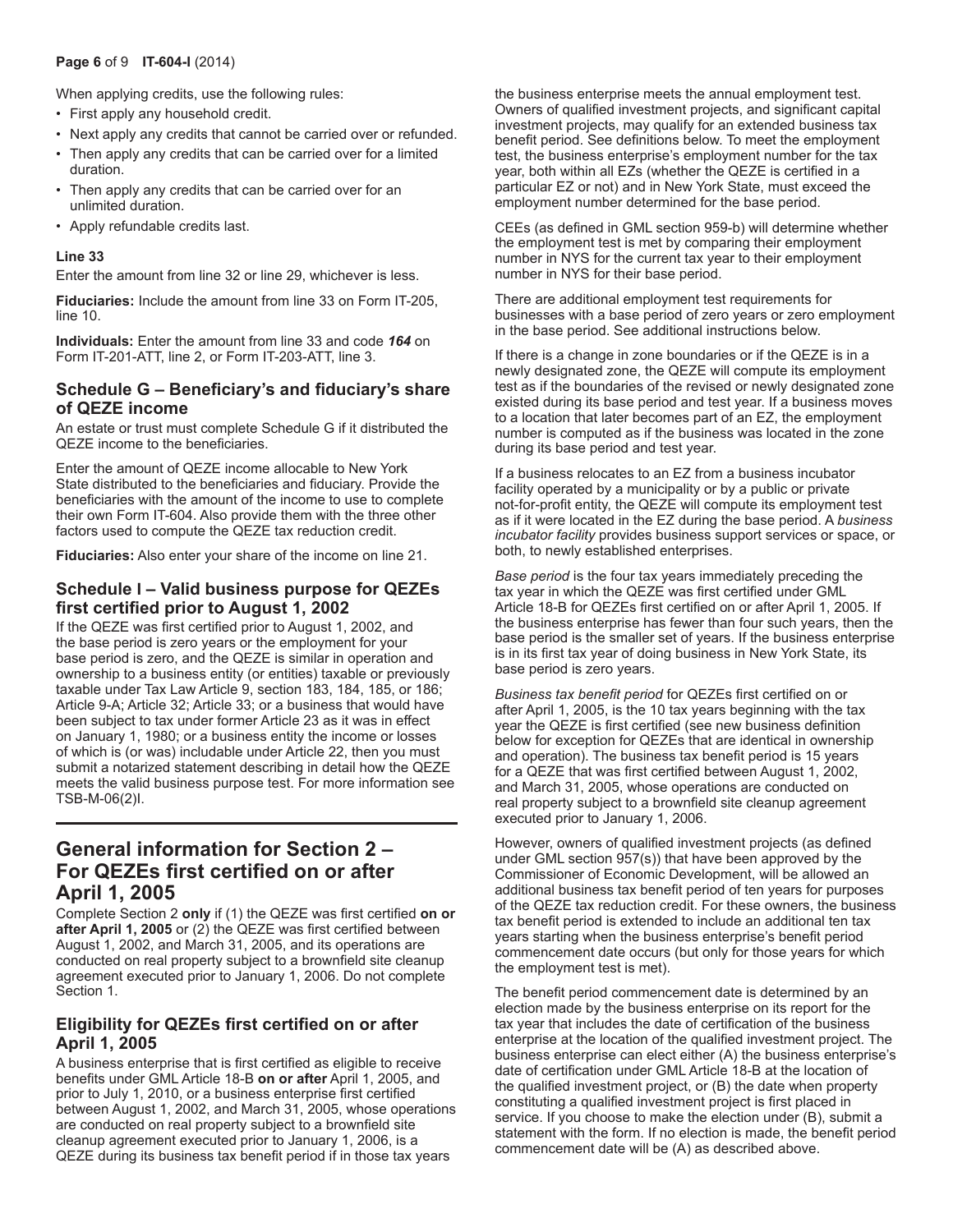When applying credits, use the following rules:

- First apply any household credit.
- Next apply any credits that cannot be carried over or refunded.
- Then apply any credits that can be carried over for a limited duration.
- Then apply any credits that can be carried over for an unlimited duration.
- Apply refundable credits last.

**Line 33**

Enter the amount from line 32 or line 29, whichever is less.

**Fiduciaries:** Include the amount from line 33 on Form IT-205, line 10.

**Individuals:** Enter the amount from line 33 and code ***164*** on Form IT-201-ATT, line 2, or Form IT-203-ATT, line 3.

### Schedule G – Beneficiary's and fiduciary's share of QEZE income

An estate or trust must complete Schedule G if it distributed the QEZE income to the beneficiaries.

Enter the amount of QEZE income allocable to New York State distributed to the beneficiaries and fiduciary. Provide the beneficiaries with the amount of the income to use to complete their own Form IT-604. Also provide them with the three other factors used to compute the QEZE tax reduction credit.

**Fiduciaries:** Also enter your share of the income on line 21.

### Schedule I – Valid business purpose for QEZEs first certified prior to August 1, 2002

If the QEZE was first certified prior to August 1, 2002, and the base period is zero years or the employment for your base period is zero, and the QEZE is similar in operation and ownership to a business entity (or entities) taxable or previously taxable under Tax Law Article 9, section 183, 184, 185, or 186; Article 9-A; Article 32; Article 33; or a business that would have been subject to tax under former Article 23 as it was in effect on January 1, 1980; or a business entity the income or losses of which is (or was) includable under Article 22, then you must submit a notarized statement describing in detail how the QEZE meets the valid business purpose test. For more information see TSB-M-06(2)I.

## General information for Section 2 – For QEZEs first certified on or after April 1, 2005

Complete Section 2 **only** if (1) the QEZE was first certified **on or after April 1, 2005** or (2) the QEZE was first certified between August 1, 2002, and March 31, 2005, and its operations are conducted on real property subject to a brownfield site cleanup agreement executed prior to January 1, 2006. Do not complete Section 1.

### Eligibility for QEZEs first certified on or after April 1, 2005

A business enterprise that is first certified as eligible to receive benefits under GML Article 18-B **on or after** April 1, 2005, and prior to July 1, 2010, or a business enterprise first certified between August 1, 2002, and March 31, 2005, whose operations are conducted on real property subject to a brownfield site cleanup agreement executed prior to January 1, 2006, is a QEZE during its business tax benefit period if in those tax years the business enterprise meets the annual employment test. Owners of qualified investment projects, and significant capital investment projects, may qualify for an extended business tax benefit period. See definitions below. To meet the employment test, the business enterprise's employment number for the tax year, both within all EZs (whether the QEZE is certified in a particular EZ or not) and in New York State, must exceed the employment number determined for the base period.

CEEs (as defined in GML section 959-b) will determine whether the employment test is met by comparing their employment number in NYS for the current tax year to their employment number in NYS for their base period.

There are additional employment test requirements for businesses with a base period of zero years or zero employment in the base period. See additional instructions below.

If there is a change in zone boundaries or if the QEZE is in a newly designated zone, the QEZE will compute its employment test as if the boundaries of the revised or newly designated zone existed during its base period and test year. If a business moves to a location that later becomes part of an EZ, the employment number is computed as if the business was located in the zone during its base period and test year.

If a business relocates to an EZ from a business incubator facility operated by a municipality or by a public or private not-for-profit entity, the QEZE will compute its employment test as if it were located in the EZ during the base period. A *business incubator facility* provides business support services or space, or both, to newly established enterprises.

*Base period* is the four tax years immediately preceding the tax year in which the QEZE was first certified under GML Article 18-B for QEZEs first certified on or after April 1, 2005. If the business enterprise has fewer than four such years, then the base period is the smaller set of years. If the business enterprise is in its first tax year of doing business in New York State, its base period is zero years.

*Business tax benefit period* for QEZEs first certified on or after April 1, 2005, is the 10 tax years beginning with the tax year the QEZE is first certified (see new business definition below for exception for QEZEs that are identical in ownership and operation). The business tax benefit period is 15 years for a QEZE that was first certified between August 1, 2002, and March 31, 2005, whose operations are conducted on real property subject to a brownfield site cleanup agreement executed prior to January 1, 2006.

However, owners of qualified investment projects (as defined under GML section 957(s)) that have been approved by the Commissioner of Economic Development, will be allowed an additional business tax benefit period of ten years for purposes of the QEZE tax reduction credit. For these owners, the business tax benefit period is extended to include an additional ten tax years starting when the business enterprise's benefit period commencement date occurs (but only for those years for which the employment test is met).

The benefit period commencement date is determined by an election made by the business enterprise on its report for the tax year that includes the date of certification of the business enterprise at the location of the qualified investment project. The business enterprise can elect either (A) the business enterprise's date of certification under GML Article 18-B at the location of the qualified investment project, or (B) the date when property constituting a qualified investment project is first placed in service. If you choose to make the election under (B), submit a statement with the form. If no election is made, the benefit period commencement date will be (A) as described above.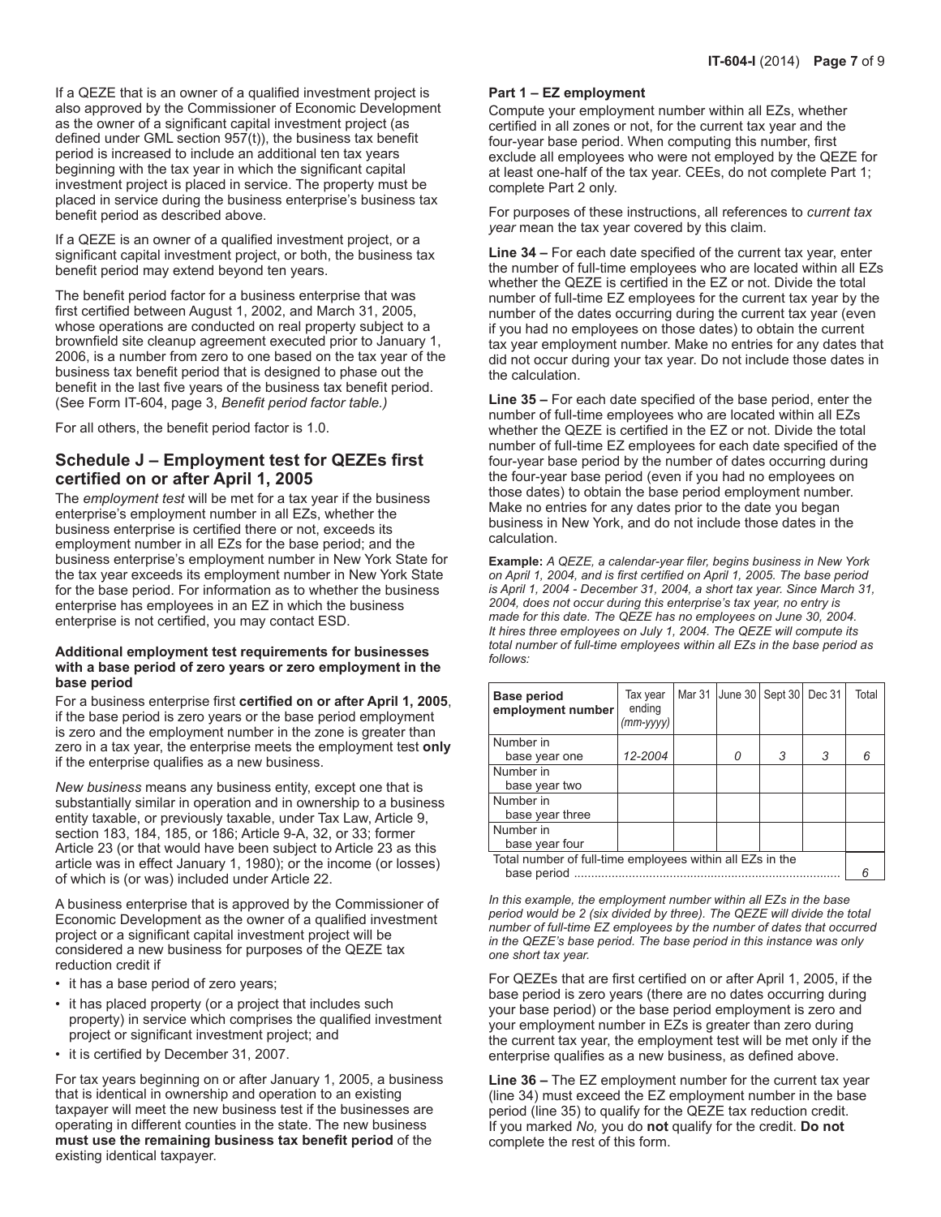If a QEZE that is an owner of a qualified investment project is also approved by the Commissioner of Economic Development as the owner of a significant capital investment project (as defined under GML section 957(t)), the business tax benefit period is increased to include an additional ten tax years beginning with the tax year in which the significant capital investment project is placed in service. The property must be placed in service during the business enterprise's business tax benefit period as described above.

If a QEZE is an owner of a qualified investment project, or a significant capital investment project, or both, the business tax benefit period may extend beyond ten years.

The benefit period factor for a business enterprise that was first certified between August 1, 2002, and March 31, 2005, whose operations are conducted on real property subject to a brownfield site cleanup agreement executed prior to January 1, 2006, is a number from zero to one based on the tax year of the business tax benefit period that is designed to phase out the benefit in the last five years of the business tax benefit period. (See Form IT-604, page 3, *Benefit period factor table.)*

For all others, the benefit period factor is 1.0.

## Schedule J – Employment test for QEZEs first certified on or after April 1, 2005

The *employment test* will be met for a tax year if the business enterprise's employment number in all EZs, whether the business enterprise is certified there or not, exceeds its employment number in all EZs for the base period; and the business enterprise's employment number in New York State for the tax year exceeds its employment number in New York State for the base period. For information as to whether the business enterprise has employees in an EZ in which the business enterprise is not certified, you may contact ESD.

**Additional employment test requirements for businesses with a base period of zero years or zero employment in the base period**

For a business enterprise first **certified on or after April 1, 2005**, if the base period is zero years or the base period employment is zero and the employment number in the zone is greater than zero in a tax year, the enterprise meets the employment test **only** if the enterprise qualifies as a new business.

*New business* means any business entity, except one that is substantially similar in operation and in ownership to a business entity taxable, or previously taxable, under Tax Law, Article 9, section 183, 184, 185, or 186; Article 9-A, 32, or 33; former Article 23 (or that would have been subject to Article 23 as this article was in effect January 1, 1980); or the income (or losses) of which is (or was) included under Article 22.

A business enterprise that is approved by the Commissioner of Economic Development as the owner of a qualified investment project or a significant capital investment project will be considered a new business for purposes of the QEZE tax reduction credit if

- it has a base period of zero years;
- it has placed property (or a project that includes such property) in service which comprises the qualified investment project or significant investment project; and
- it is certified by December 31, 2007.

For tax years beginning on or after January 1, 2005, a business that is identical in ownership and operation to an existing taxpayer will meet the new business test if the businesses are operating in different counties in the state. The new business **must use the remaining business tax benefit period** of the existing identical taxpayer.

**Part 1 – EZ employment**

Compute your employment number within all EZs, whether certified in all zones or not, for the current tax year and the four-year base period. When computing this number, first exclude all employees who were not employed by the QEZE for at least one-half of the tax year. CEEs, do not complete Part 1; complete Part 2 only.

For purposes of these instructions, all references to *current tax year* mean the tax year covered by this claim.

**Line 34 –** For each date specified of the current tax year, enter the number of full-time employees who are located within all EZs whether the QEZE is certified in the EZ or not. Divide the total number of full-time EZ employees for the current tax year by the number of the dates occurring during the current tax year (even if you had no employees on those dates) to obtain the current tax year employment number. Make no entries for any dates that did not occur during your tax year. Do not include those dates in the calculation.

**Line 35 –** For each date specified of the base period, enter the number of full-time employees who are located within all EZs whether the QEZE is certified in the EZ or not. Divide the total number of full-time EZ employees for each date specified of the four-year base period by the number of dates occurring during the four-year base period (even if you had no employees on those dates) to obtain the base period employment number. Make no entries for any dates prior to the date you began business in New York, and do not include those dates in the calculation.

**Example:** *A QEZE, a calendar-year filer, begins business in New York on April 1, 2004, and is first certified on April 1, 2005. The base period is April 1, 2004 - December 31, 2004, a short tax year. Since March 31, 2004, does not occur during this enterprise's tax year, no entry is made for this date. The QEZE has no employees on June 30, 2004. It hires three employees on July 1, 2004. The QEZE will compute its total number of full-time employees within all EZs in the base period as follows:*

| Base period employment number | Tax year ending (mm-yyyy) | Mar 31 | June 30 | Sept 30 | Dec 31 | Total |
|---|---|---|---|---|---|---|
| Number in base year one | 12-2004 | | 0 | 3 | 3 | 6 |
| Number in base year two | | | | | | |
| Number in base year three | | | | | | |
| Number in base year four | | | | | | |
| Total number of full-time employees within all EZs in the base period | | | | | | 6 |

*In this example, the employment number within all EZs in the base period would be 2 (six divided by three). The QEZE will divide the total number of full-time EZ employees by the number of dates that occurred in the QEZE's base period. The base period in this instance was only one short tax year.*

For QEZEs that are first certified on or after April 1, 2005, if the base period is zero years (there are no dates occurring during your base period) or the base period employment is zero and your employment number in EZs is greater than zero during the current tax year, the employment test will be met only if the enterprise qualifies as a new business, as defined above.

**Line 36 –** The EZ employment number for the current tax year (line 34) must exceed the EZ employment number in the base period (line 35) to qualify for the QEZE tax reduction credit. If you marked *No,* you do **not** qualify for the credit. **Do not** complete the rest of this form.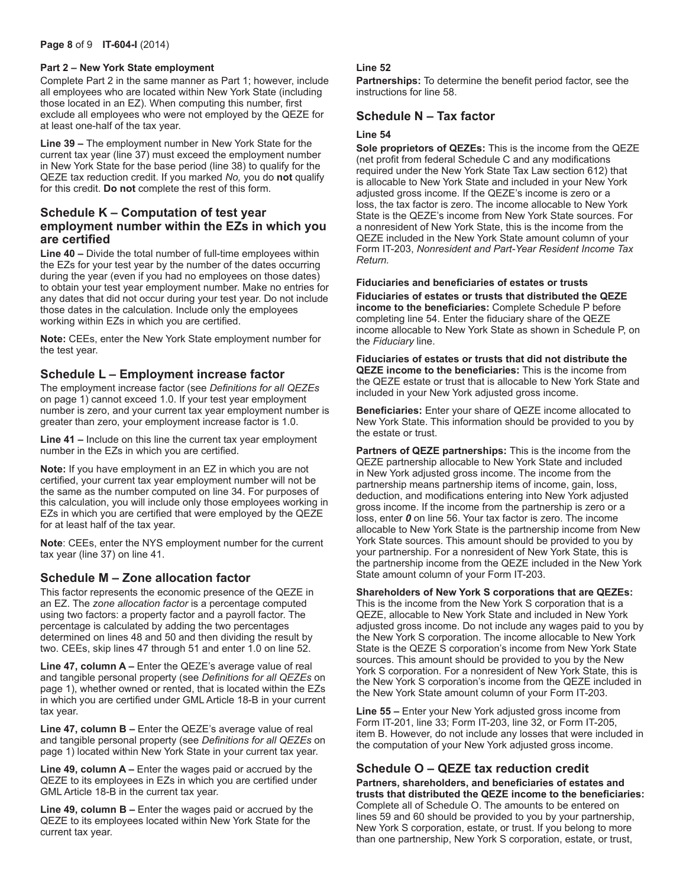### Part 2 – New York State employment

Complete Part 2 in the same manner as Part 1; however, include all employees who are located within New York State (including those located in an EZ). When computing this number, first exclude all employees who were not employed by the QEZE for at least one-half of the tax year.

**Line 39 –** The employment number in New York State for the current tax year (line 37) must exceed the employment number in New York State for the base period (line 38) to qualify for the QEZE tax reduction credit. If you marked *No,* you do **not** qualify for this credit. **Do not** complete the rest of this form.

## Schedule K – Computation of test year employment number within the EZs in which you are certified

**Line 40 –** Divide the total number of full-time employees within the EZs for your test year by the number of the dates occurring during the year (even if you had no employees on those dates) to obtain your test year employment number. Make no entries for any dates that did not occur during your test year. Do not include those dates in the calculation. Include only the employees working within EZs in which you are certified.

**Note:** CEEs, enter the New York State employment number for the test year.

## Schedule L – Employment increase factor

The employment increase factor (see *Definitions for all QEZEs* on page 1) cannot exceed 1.0. If your test year employment number is zero, and your current tax year employment number is greater than zero, your employment increase factor is 1.0.

**Line 41 –** Include on this line the current tax year employment number in the EZs in which you are certified.

**Note:** If you have employment in an EZ in which you are not certified, your current tax year employment number will not be the same as the number computed on line 34. For purposes of this calculation, you will include only those employees working in EZs in which you are certified that were employed by the QEZE for at least half of the tax year.

**Note**: CEEs, enter the NYS employment number for the current tax year (line 37) on line 41.

## Schedule M – Zone allocation factor

This factor represents the economic presence of the QEZE in an EZ. The *zone allocation factor* is a percentage computed using two factors: a property factor and a payroll factor. The percentage is calculated by adding the two percentages determined on lines 48 and 50 and then dividing the result by two. CEEs, skip lines 47 through 51 and enter 1.0 on line 52.

**Line 47, column A –** Enter the QEZE's average value of real and tangible personal property (see *Definitions for all QEZEs* on page 1), whether owned or rented, that is located within the EZs in which you are certified under GML Article 18-B in your current tax year.

**Line 47, column B –** Enter the QEZE's average value of real and tangible personal property (see *Definitions for all QEZEs* on page 1) located within New York State in your current tax year.

**Line 49, column A –** Enter the wages paid or accrued by the QEZE to its employees in EZs in which you are certified under GML Article 18-B in the current tax year.

**Line 49, column B –** Enter the wages paid or accrued by the QEZE to its employees located within New York State for the current tax year.

### Line 52

**Partnerships:** To determine the benefit period factor, see the instructions for line 58.

## Schedule N – Tax factor

### Line 54

**Sole proprietors of QEZEs:** This is the income from the QEZE (net profit from federal Schedule C and any modifications required under the New York State Tax Law section 612) that is allocable to New York State and included in your New York adjusted gross income. If the QEZE's income is zero or a loss, the tax factor is zero. The income allocable to New York State is the QEZE's income from New York State sources. For a nonresident of New York State, this is the income from the QEZE included in the New York State amount column of your Form IT-203, *Nonresident and Part-Year Resident Income Tax Return.*

**Fiduciaries and beneficiaries of estates or trusts**

**Fiduciaries of estates or trusts that distributed the QEZE income to the beneficiaries:** Complete Schedule P before completing line 54. Enter the fiduciary share of the QEZE income allocable to New York State as shown in Schedule P, on the *Fiduciary* line.

**Fiduciaries of estates or trusts that did not distribute the QEZE income to the beneficiaries:** This is the income from the QEZE estate or trust that is allocable to New York State and included in your New York adjusted gross income.

**Beneficiaries:** Enter your share of QEZE income allocated to New York State. This information should be provided to you by the estate or trust.

**Partners of QEZE partnerships:** This is the income from the QEZE partnership allocable to New York State and included in New York adjusted gross income. The income from the partnership means partnership items of income, gain, loss, deduction, and modifications entering into New York adjusted gross income. If the income from the partnership is zero or a loss, enter ***0*** on line 56. Your tax factor is zero. The income allocable to New York State is the partnership income from New York State sources. This amount should be provided to you by your partnership. For a nonresident of New York State, this is the partnership income from the QEZE included in the New York State amount column of your Form IT-203.

**Shareholders of New York S corporations that are QEZEs:** This is the income from the New York S corporation that is a QEZE, allocable to New York State and included in New York adjusted gross income. Do not include any wages paid to you by the New York S corporation. The income allocable to New York State is the QEZE S corporation's income from New York State sources. This amount should be provided to you by the New York S corporation. For a nonresident of New York State, this is the New York S corporation's income from the QEZE included in the New York State amount column of your Form IT-203.

**Line 55 –** Enter your New York adjusted gross income from Form IT-201, line 33; Form IT-203, line 32, or Form IT-205, item B. However, do not include any losses that were included in the computation of your New York adjusted gross income.

## Schedule O – QEZE tax reduction credit

**Partners, shareholders, and beneficiaries of estates and trusts that distributed the QEZE income to the beneficiaries:** Complete all of Schedule O. The amounts to be entered on lines 59 and 60 should be provided to you by your partnership, New York S corporation, estate, or trust. If you belong to more than one partnership, New York S corporation, estate, or trust,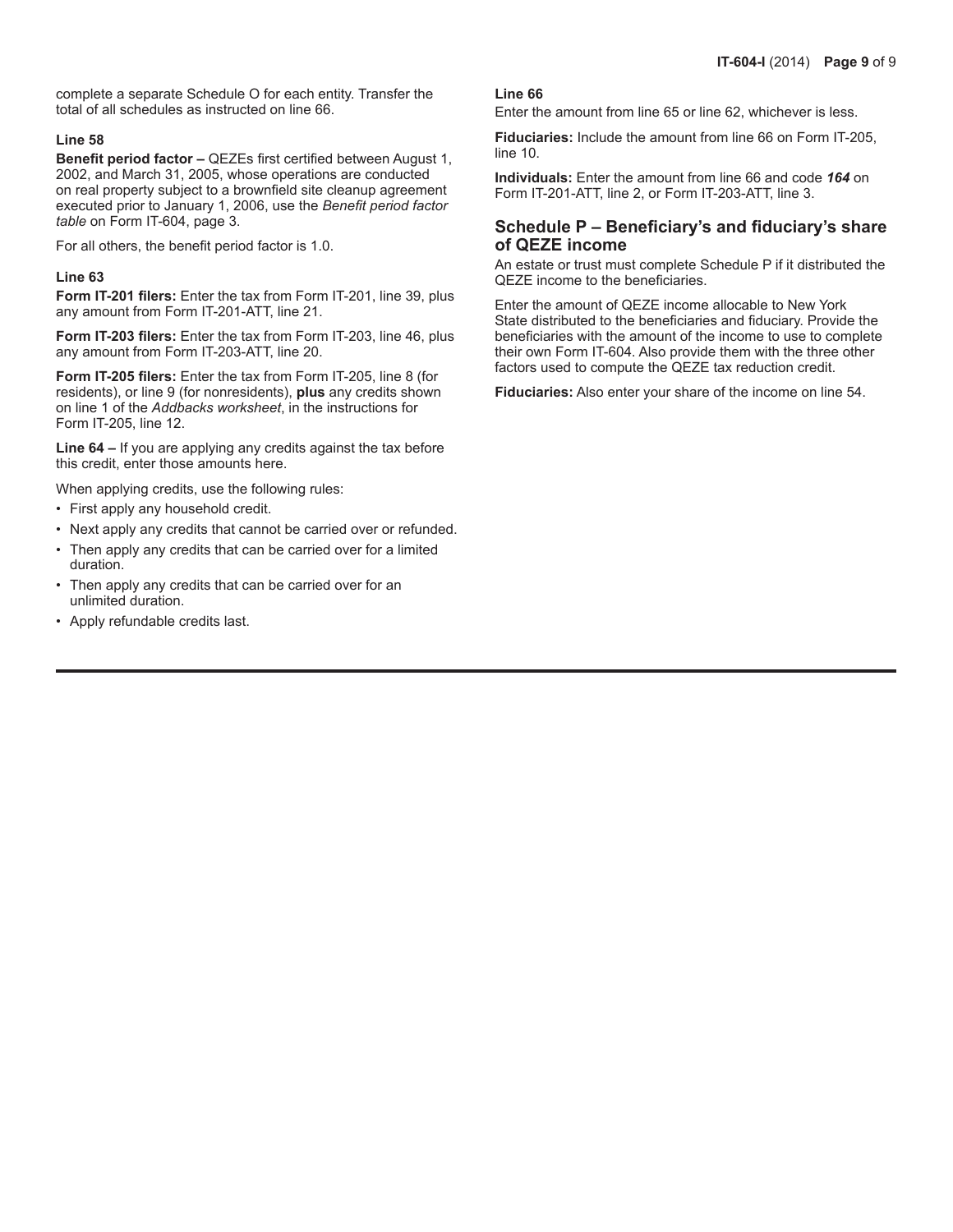complete a separate Schedule O for each entity. Transfer the total of all schedules as instructed on line 66.

**Line 58**

**Benefit period factor –** QEZEs first certified between August 1, 2002, and March 31, 2005, whose operations are conducted on real property subject to a brownfield site cleanup agreement executed prior to January 1, 2006, use the *Benefit period factor table* on Form IT-604, page 3.

For all others, the benefit period factor is 1.0.

**Line 63**

**Form IT-201 filers:** Enter the tax from Form IT-201, line 39, plus any amount from Form IT-201-ATT, line 21.

**Form IT-203 filers:** Enter the tax from Form IT-203, line 46, plus any amount from Form IT-203-ATT, line 20.

**Form IT-205 filers:** Enter the tax from Form IT-205, line 8 (for residents), or line 9 (for nonresidents), **plus** any credits shown on line 1 of the *Addbacks worksheet*, in the instructions for Form IT-205, line 12.

**Line 64 –** If you are applying any credits against the tax before this credit, enter those amounts here.

When applying credits, use the following rules:

- First apply any household credit.
- Next apply any credits that cannot be carried over or refunded.
- Then apply any credits that can be carried over for a limited duration.
- Then apply any credits that can be carried over for an unlimited duration.
- Apply refundable credits last.

**Line 66**

Enter the amount from line 65 or line 62, whichever is less.

**Fiduciaries:** Include the amount from line 66 on Form IT-205, line 10.

**Individuals:** Enter the amount from line 66 and code ***164*** on Form IT-201-ATT, line 2, or Form IT-203-ATT, line 3.

## Schedule P – Beneficiary's and fiduciary's share of QEZE income

An estate or trust must complete Schedule P if it distributed the QEZE income to the beneficiaries.

Enter the amount of QEZE income allocable to New York State distributed to the beneficiaries and fiduciary. Provide the beneficiaries with the amount of the income to use to complete their own Form IT-604. Also provide them with the three other factors used to compute the QEZE tax reduction credit.

**Fiduciaries:** Also enter your share of the income on line 54.